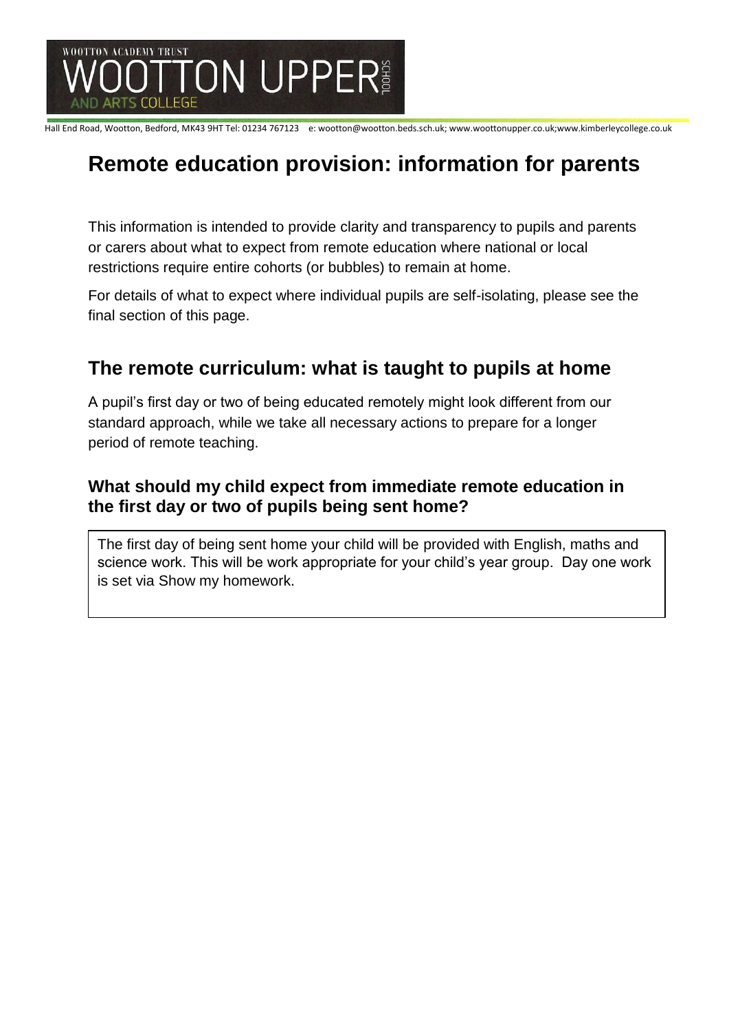WOOTTON ACADEMY TRUST
WOOTTON UPPER SCHOOL
AND ARTS COLLEGE

Hall End Road, Wootton, Bedford, MK43 9HT Tel: 01234 767123 e: wootton@wootton.beds.sch.uk; www.woottonupper.co.uk;www.kimberleycollege.co.uk

# Remote education provision: information for parents

This information is intended to provide clarity and transparency to pupils and parents or carers about what to expect from remote education where national or local restrictions require entire cohorts (or bubbles) to remain at home.

For details of what to expect where individual pupils are self-isolating, please see the final section of this page.

## The remote curriculum: what is taught to pupils at home

A pupil's first day or two of being educated remotely might look different from our standard approach, while we take all necessary actions to prepare for a longer period of remote teaching.

### What should my child expect from immediate remote education in the first day or two of pupils being sent home?

The first day of being sent home your child will be provided with English, maths and science work. This will be work appropriate for your child's year group. Day one work is set via Show my homework.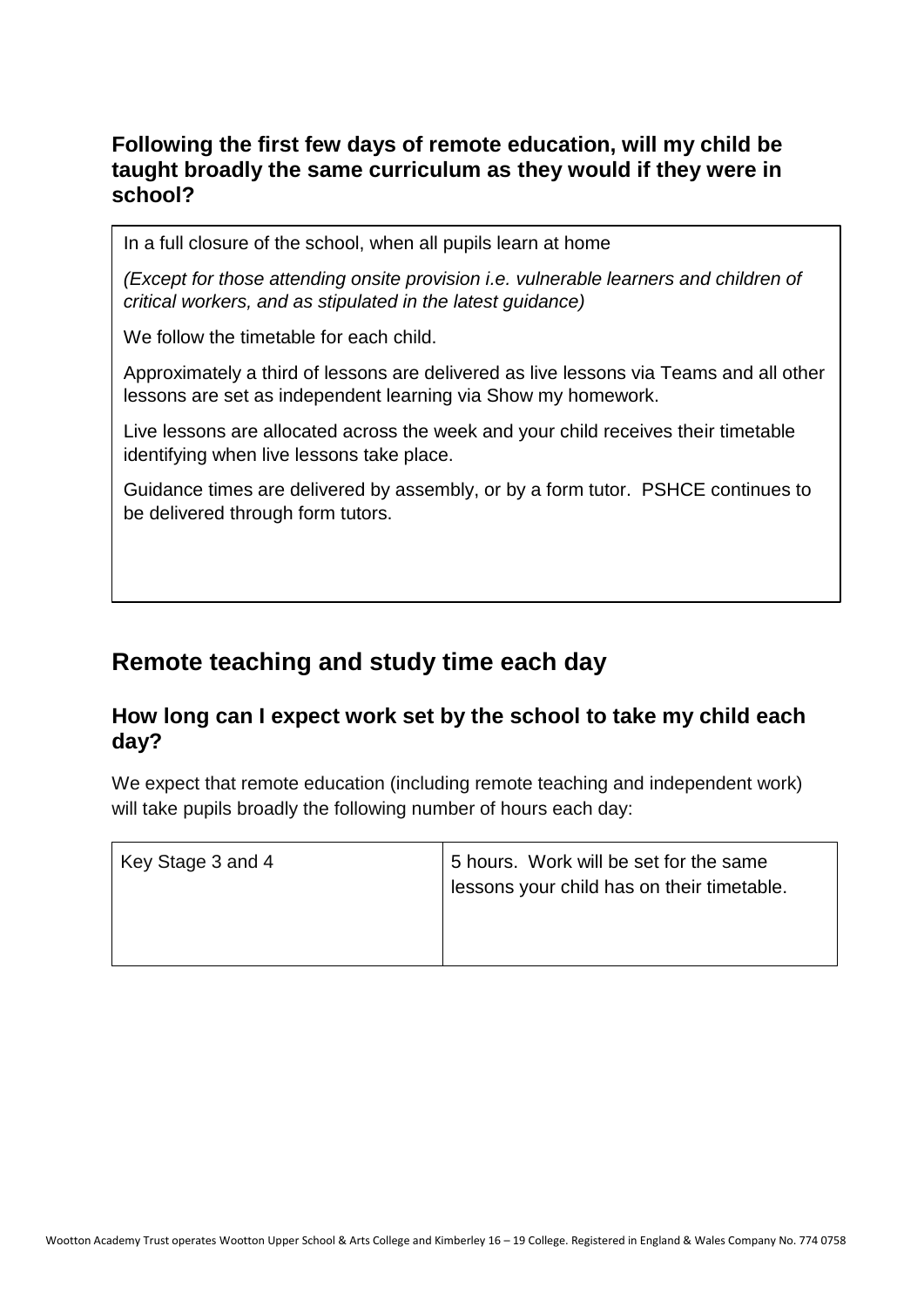### Following the first few days of remote education, will my child be taught broadly the same curriculum as they would if they were in school?

In a full closure of the school, when all pupils learn at home

*(Except for those attending onsite provision i.e. vulnerable learners and children of critical workers, and as stipulated in the latest guidance)*

We follow the timetable for each child.

Approximately a third of lessons are delivered as live lessons via Teams and all other lessons are set as independent learning via Show my homework.

Live lessons are allocated across the week and your child receives their timetable identifying when live lessons take place.

Guidance times are delivered by assembly, or by a form tutor. PSHCE continues to be delivered through form tutors.

## Remote teaching and study time each day

### How long can I expect work set by the school to take my child each day?

We expect that remote education (including remote teaching and independent work) will take pupils broadly the following number of hours each day:

| | |
|---|---|
| Key Stage 3 and 4 | 5 hours. Work will be set for the same lessons your child has on their timetable. |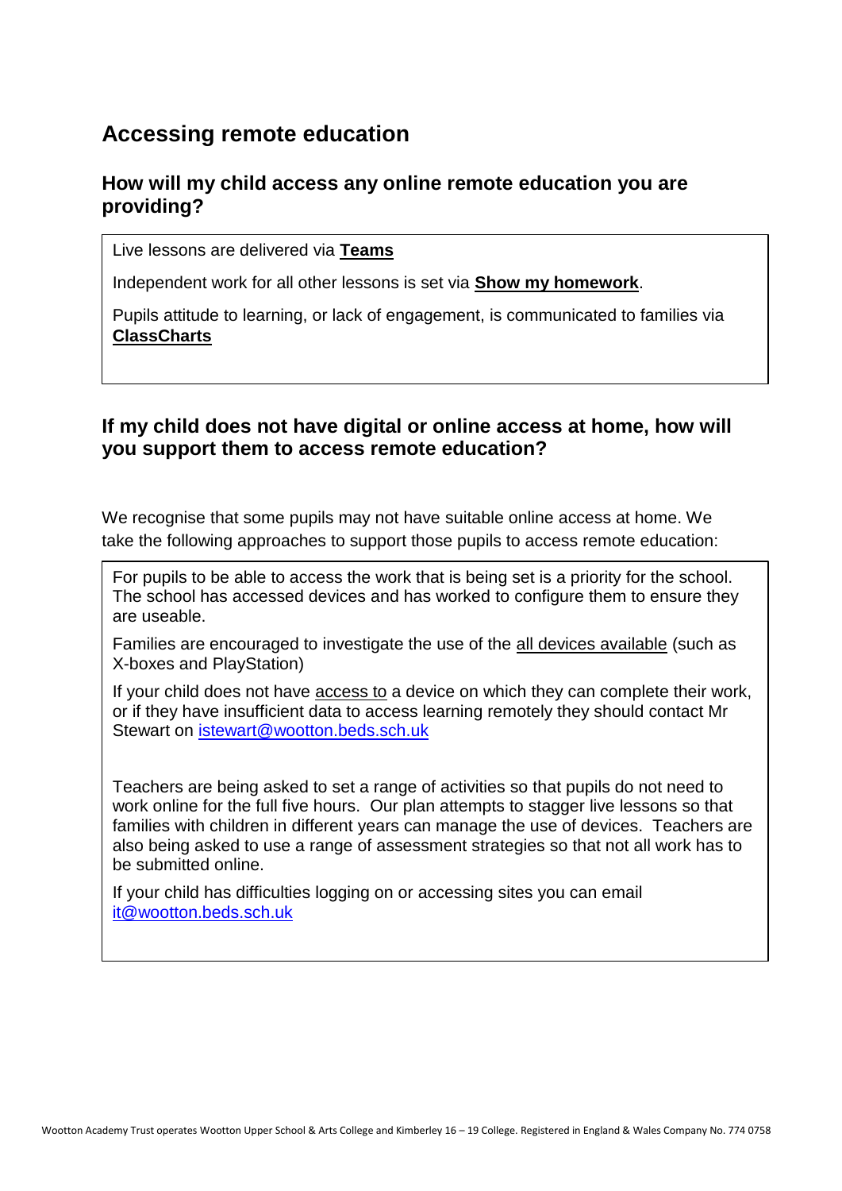## Accessing remote education

### How will my child access any online remote education you are providing?

Live lessons are delivered via **Teams**

Independent work for all other lessons is set via **Show my homework**.

Pupils attitude to learning, or lack of engagement, is communicated to families via **ClassCharts**

### If my child does not have digital or online access at home, how will you support them to access remote education?

We recognise that some pupils may not have suitable online access at home. We take the following approaches to support those pupils to access remote education:

For pupils to be able to access the work that is being set is a priority for the school. The school has accessed devices and has worked to configure them to ensure they are useable.

Families are encouraged to investigate the use of the all devices available (such as X-boxes and PlayStation)

If your child does not have access to a device on which they can complete their work, or if they have insufficient data to access learning remotely they should contact Mr Stewart on istewart@wootton.beds.sch.uk

Teachers are being asked to set a range of activities so that pupils do not need to work online for the full five hours. Our plan attempts to stagger live lessons so that families with children in different years can manage the use of devices. Teachers are also being asked to use a range of assessment strategies so that not all work has to be submitted online.

If your child has difficulties logging on or accessing sites you can email it@wootton.beds.sch.uk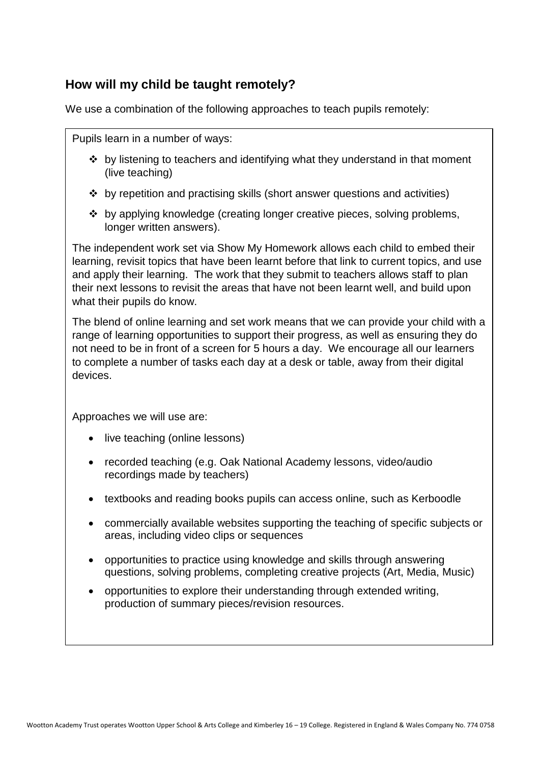## How will my child be taught remotely?

We use a combination of the following approaches to teach pupils remotely:

Pupils learn in a number of ways:

- by listening to teachers and identifying what they understand in that moment (live teaching)
- by repetition and practising skills (short answer questions and activities)
- by applying knowledge (creating longer creative pieces, solving problems, longer written answers).

The independent work set via Show My Homework allows each child to embed their learning, revisit topics that have been learnt before that link to current topics, and use and apply their learning. The work that they submit to teachers allows staff to plan their next lessons to revisit the areas that have not been learnt well, and build upon what their pupils do know.

The blend of online learning and set work means that we can provide your child with a range of learning opportunities to support their progress, as well as ensuring they do not need to be in front of a screen for 5 hours a day. We encourage all our learners to complete a number of tasks each day at a desk or table, away from their digital devices.

Approaches we will use are:

- live teaching (online lessons)
- recorded teaching (e.g. Oak National Academy lessons, video/audio recordings made by teachers)
- textbooks and reading books pupils can access online, such as Kerboodle
- commercially available websites supporting the teaching of specific subjects or areas, including video clips or sequences
- opportunities to practice using knowledge and skills through answering questions, solving problems, completing creative projects (Art, Media, Music)
- opportunities to explore their understanding through extended writing, production of summary pieces/revision resources.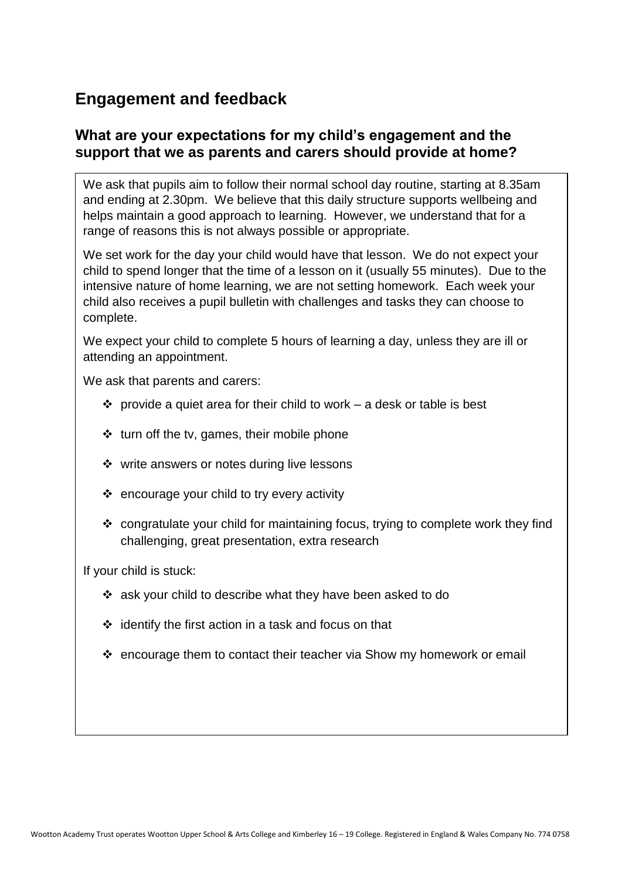## Engagement and feedback

### What are your expectations for my child's engagement and the support that we as parents and carers should provide at home?

We ask that pupils aim to follow their normal school day routine, starting at 8.35am and ending at 2.30pm. We believe that this daily structure supports wellbeing and helps maintain a good approach to learning. However, we understand that for a range of reasons this is not always possible or appropriate.

We set work for the day your child would have that lesson. We do not expect your child to spend longer that the time of a lesson on it (usually 55 minutes). Due to the intensive nature of home learning, we are not setting homework. Each week your child also receives a pupil bulletin with challenges and tasks they can choose to complete.

We expect your child to complete 5 hours of learning a day, unless they are ill or attending an appointment.

We ask that parents and carers:

- provide a quiet area for their child to work – a desk or table is best
- turn off the tv, games, their mobile phone
- write answers or notes during live lessons
- encourage your child to try every activity
- congratulate your child for maintaining focus, trying to complete work they find challenging, great presentation, extra research

If your child is stuck:

- ask your child to describe what they have been asked to do
- identify the first action in a task and focus on that
- encourage them to contact their teacher via Show my homework or email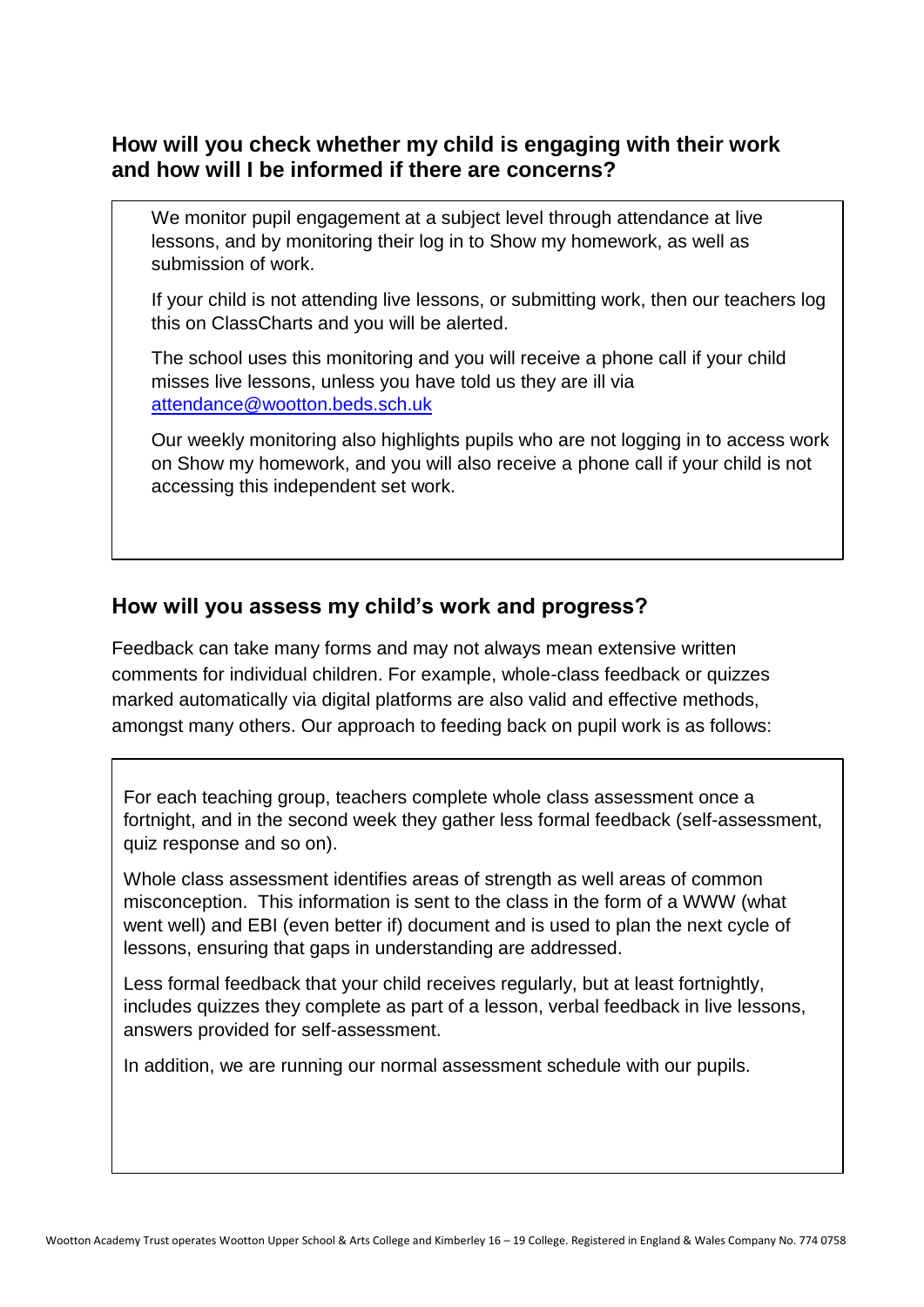### How will you check whether my child is engaging with their work and how will I be informed if there are concerns?

We monitor pupil engagement at a subject level through attendance at live lessons, and by monitoring their log in to Show my homework, as well as submission of work.

If your child is not attending live lessons, or submitting work, then our teachers log this on ClassCharts and you will be alerted.

The school uses this monitoring and you will receive a phone call if your child misses live lessons, unless you have told us they are ill via attendance@wootton.beds.sch.uk

Our weekly monitoring also highlights pupils who are not logging in to access work on Show my homework, and you will also receive a phone call if your child is not accessing this independent set work.

### How will you assess my child's work and progress?

Feedback can take many forms and may not always mean extensive written comments for individual children. For example, whole-class feedback or quizzes marked automatically via digital platforms are also valid and effective methods, amongst many others. Our approach to feeding back on pupil work is as follows:

For each teaching group, teachers complete whole class assessment once a fortnight, and in the second week they gather less formal feedback (self-assessment, quiz response and so on).

Whole class assessment identifies areas of strength as well areas of common misconception. This information is sent to the class in the form of a WWW (what went well) and EBI (even better if) document and is used to plan the next cycle of lessons, ensuring that gaps in understanding are addressed.

Less formal feedback that your child receives regularly, but at least fortnightly, includes quizzes they complete as part of a lesson, verbal feedback in live lessons, answers provided for self-assessment.

In addition, we are running our normal assessment schedule with our pupils.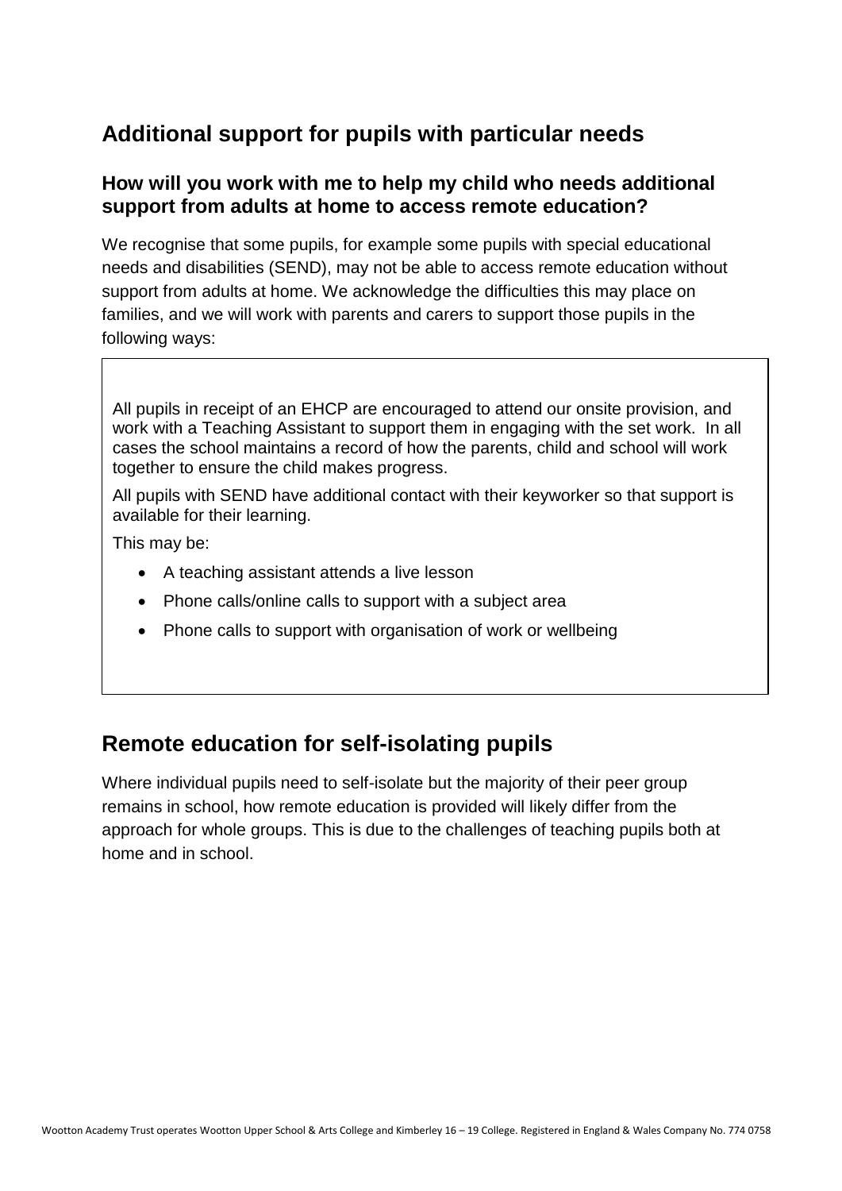## Additional support for pupils with particular needs

### How will you work with me to help my child who needs additional support from adults at home to access remote education?

We recognise that some pupils, for example some pupils with special educational needs and disabilities (SEND), may not be able to access remote education without support from adults at home. We acknowledge the difficulties this may place on families, and we will work with parents and carers to support those pupils in the following ways:

All pupils in receipt of an EHCP are encouraged to attend our onsite provision, and work with a Teaching Assistant to support them in engaging with the set work. In all cases the school maintains a record of how the parents, child and school will work together to ensure the child makes progress.

All pupils with SEND have additional contact with their keyworker so that support is available for their learning.

This may be:

- A teaching assistant attends a live lesson
- Phone calls/online calls to support with a subject area
- Phone calls to support with organisation of work or wellbeing

## Remote education for self-isolating pupils

Where individual pupils need to self-isolate but the majority of their peer group remains in school, how remote education is provided will likely differ from the approach for whole groups. This is due to the challenges of teaching pupils both at home and in school.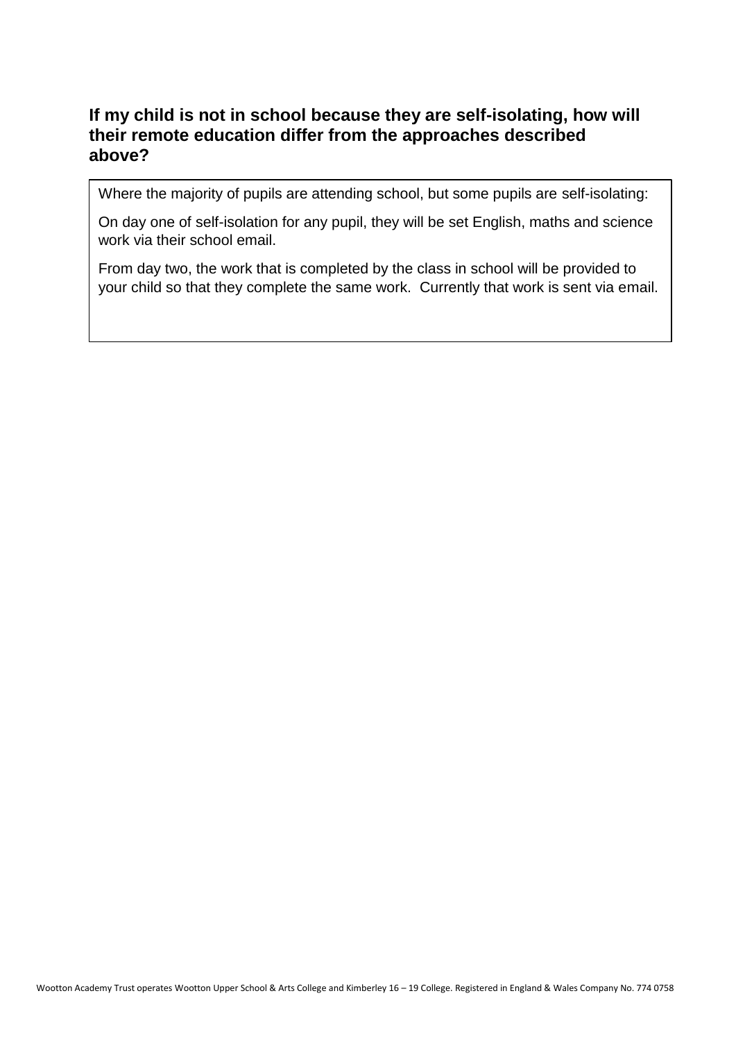### If my child is not in school because they are self-isolating, how will their remote education differ from the approaches described above?

Where the majority of pupils are attending school, but some pupils are self-isolating:

On day one of self-isolation for any pupil, they will be set English, maths and science work via their school email.

From day two, the work that is completed by the class in school will be provided to your child so that they complete the same work. Currently that work is sent via email.